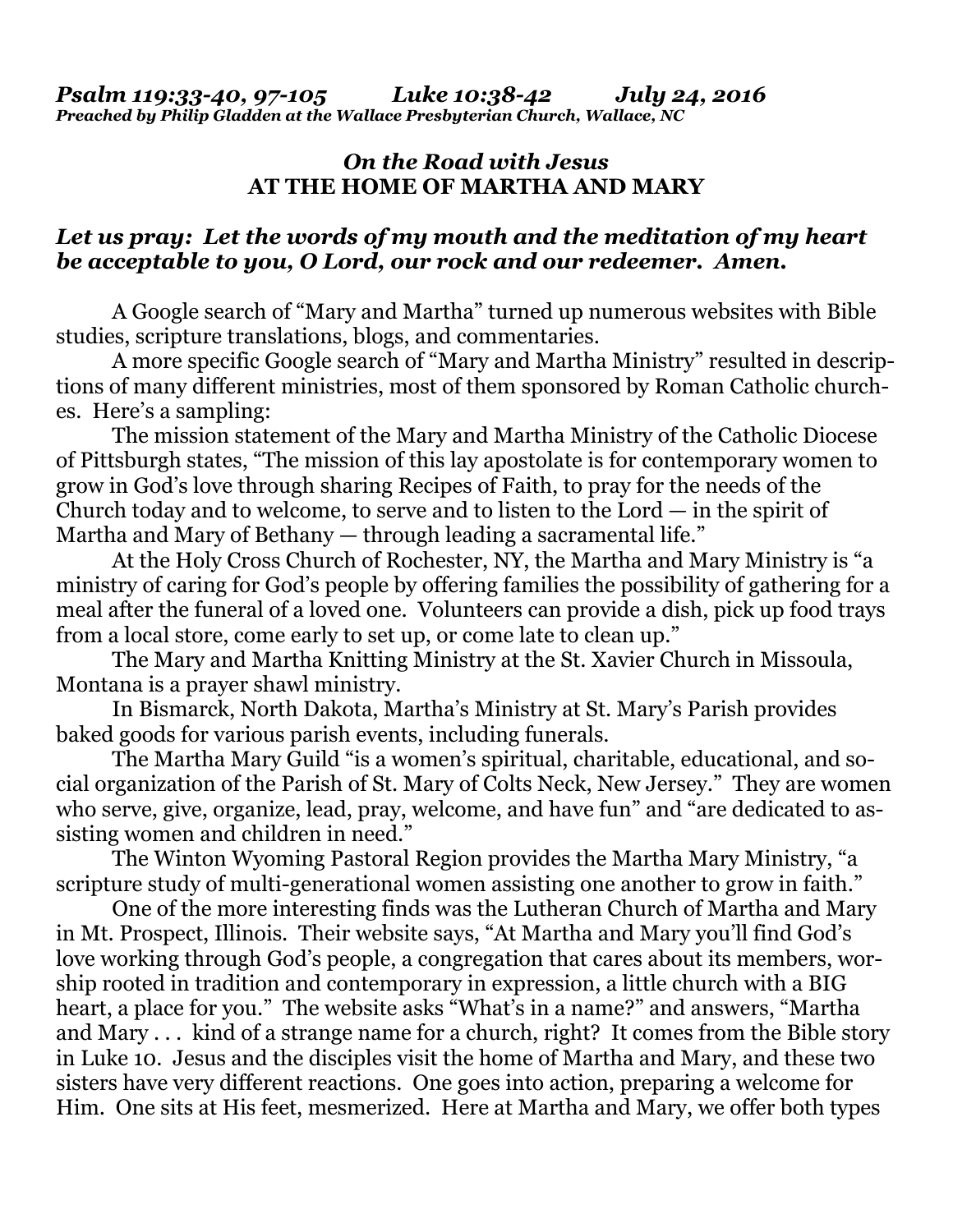*Psalm 119:33-40, 97-105 Luke 10:38-42 July 24, 2016*
***Preached by Philip Gladden at the Wallace Presbyterian Church, Wallace, NC***

## *On the Road with Jesus*
## AT THE HOME OF MARTHA AND MARY

***Let us pray: Let the words of my mouth and the meditation of my heart be acceptable to you, O Lord, our rock and our redeemer. Amen.***

A Google search of "Mary and Martha" turned up numerous websites with Bible studies, scripture translations, blogs, and commentaries.

A more specific Google search of "Mary and Martha Ministry" resulted in descriptions of many different ministries, most of them sponsored by Roman Catholic churches. Here's a sampling:

The mission statement of the Mary and Martha Ministry of the Catholic Diocese of Pittsburgh states, "The mission of this lay apostolate is for contemporary women to grow in God's love through sharing Recipes of Faith, to pray for the needs of the Church today and to welcome, to serve and to listen to the Lord — in the spirit of Martha and Mary of Bethany — through leading a sacramental life."

At the Holy Cross Church of Rochester, NY, the Martha and Mary Ministry is "a ministry of caring for God's people by offering families the possibility of gathering for a meal after the funeral of a loved one. Volunteers can provide a dish, pick up food trays from a local store, come early to set up, or come late to clean up."

The Mary and Martha Knitting Ministry at the St. Xavier Church in Missoula, Montana is a prayer shawl ministry.

In Bismarck, North Dakota, Martha's Ministry at St. Mary's Parish provides baked goods for various parish events, including funerals.

The Martha Mary Guild "is a women's spiritual, charitable, educational, and social organization of the Parish of St. Mary of Colts Neck, New Jersey." They are women who serve, give, organize, lead, pray, welcome, and have fun" and "are dedicated to assisting women and children in need."

The Winton Wyoming Pastoral Region provides the Martha Mary Ministry, "a scripture study of multi-generational women assisting one another to grow in faith."

One of the more interesting finds was the Lutheran Church of Martha and Mary in Mt. Prospect, Illinois. Their website says, "At Martha and Mary you'll find God's love working through God's people, a congregation that cares about its members, worship rooted in tradition and contemporary in expression, a little church with a BIG heart, a place for you." The website asks "What's in a name?" and answers, "Martha and Mary . . . kind of a strange name for a church, right? It comes from the Bible story in Luke 10. Jesus and the disciples visit the home of Martha and Mary, and these two sisters have very different reactions. One goes into action, preparing a welcome for Him. One sits at His feet, mesmerized. Here at Martha and Mary, we offer both types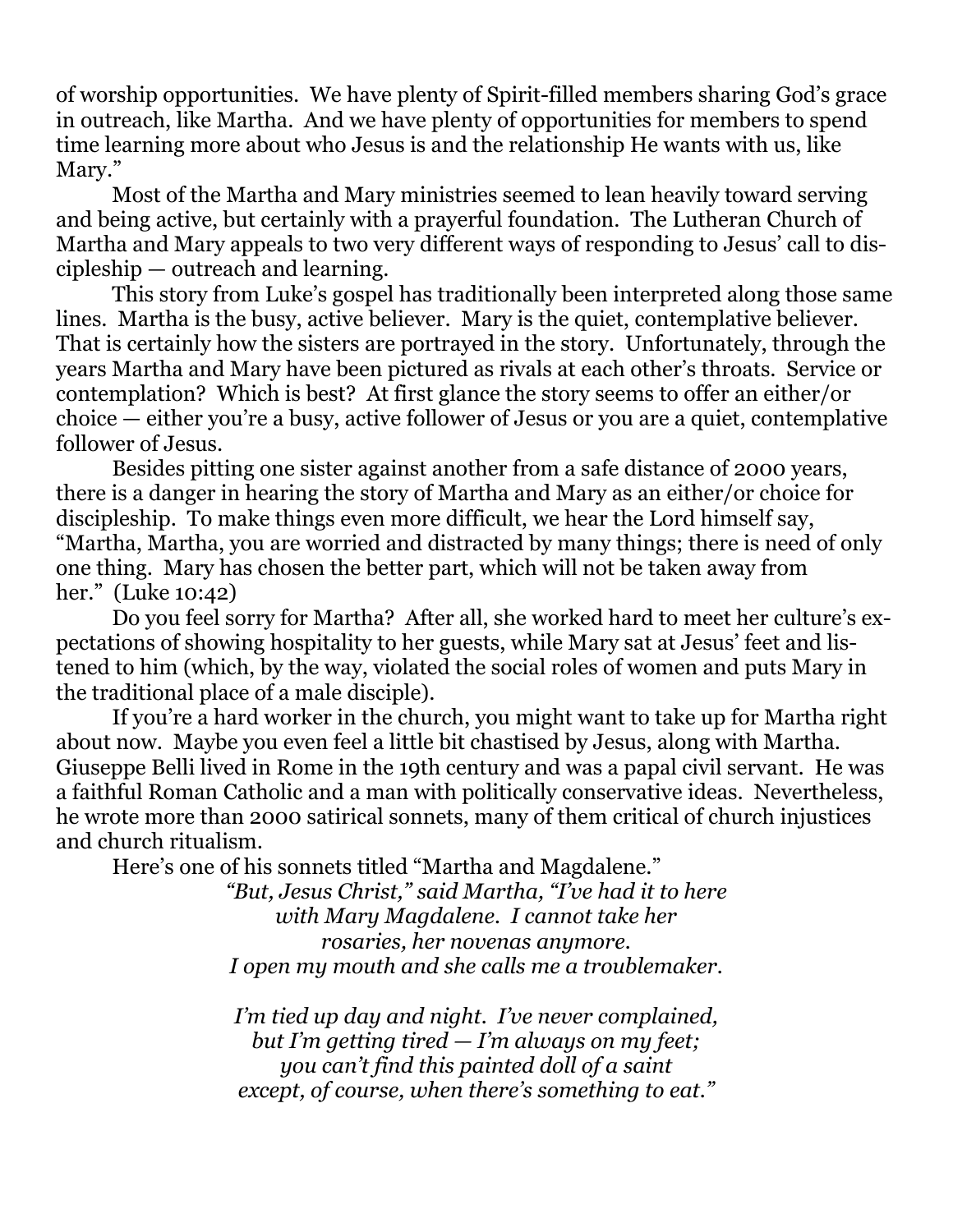of worship opportunities. We have plenty of Spirit-filled members sharing God's grace in outreach, like Martha. And we have plenty of opportunities for members to spend time learning more about who Jesus is and the relationship He wants with us, like Mary."

Most of the Martha and Mary ministries seemed to lean heavily toward serving and being active, but certainly with a prayerful foundation. The Lutheran Church of Martha and Mary appeals to two very different ways of responding to Jesus' call to discipleship — outreach and learning.

This story from Luke's gospel has traditionally been interpreted along those same lines. Martha is the busy, active believer. Mary is the quiet, contemplative believer. That is certainly how the sisters are portrayed in the story. Unfortunately, through the years Martha and Mary have been pictured as rivals at each other's throats. Service or contemplation? Which is best? At first glance the story seems to offer an either/or choice — either you're a busy, active follower of Jesus or you are a quiet, contemplative follower of Jesus.

Besides pitting one sister against another from a safe distance of 2000 years, there is a danger in hearing the story of Martha and Mary as an either/or choice for discipleship. To make things even more difficult, we hear the Lord himself say, "Martha, Martha, you are worried and distracted by many things; there is need of only one thing. Mary has chosen the better part, which will not be taken away from her." (Luke 10:42)

Do you feel sorry for Martha? After all, she worked hard to meet her culture's expectations of showing hospitality to her guests, while Mary sat at Jesus' feet and listened to him (which, by the way, violated the social roles of women and puts Mary in the traditional place of a male disciple).

If you're a hard worker in the church, you might want to take up for Martha right about now. Maybe you even feel a little bit chastised by Jesus, along with Martha. Giuseppe Belli lived in Rome in the 19th century and was a papal civil servant. He was a faithful Roman Catholic and a man with politically conservative ideas. Nevertheless, he wrote more than 2000 satirical sonnets, many of them critical of church injustices and church ritualism.

Here's one of his sonnets titled "Martha and Magdalene."

*"But, Jesus Christ," said Martha, "I've had it to here*
*with Mary Magdalene. I cannot take her*
*rosaries, her novenas anymore.*
*I open my mouth and she calls me a troublemaker.*

*I'm tied up day and night. I've never complained,*
*but I'm getting tired — I'm always on my feet;*
*you can't find this painted doll of a saint*
*except, of course, when there's something to eat."*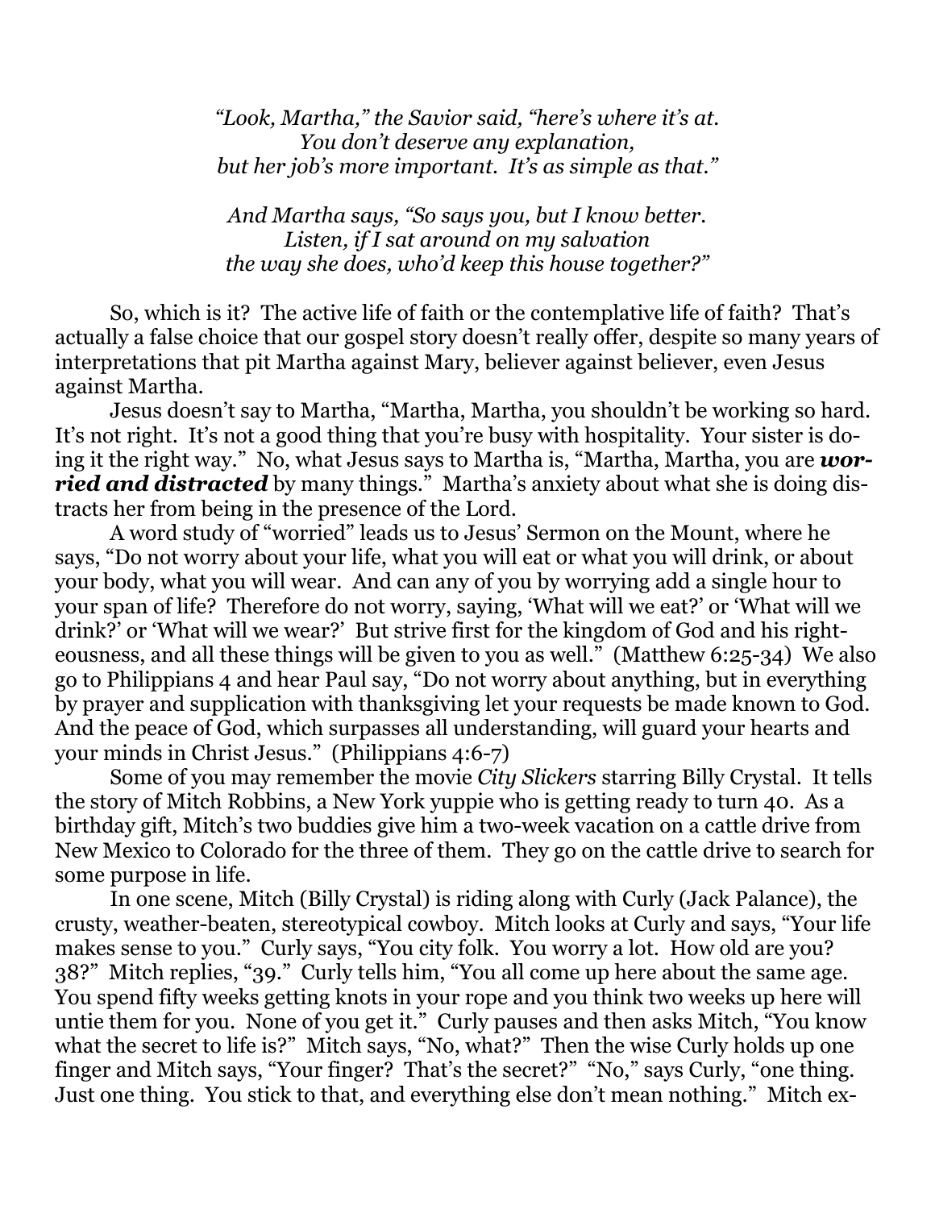*"Look, Martha," the Savior said, "here's where it's at.*
*You don't deserve any explanation,*
*but her job's more important. It's as simple as that."*

*And Martha says, "So says you, but I know better.*
*Listen, if I sat around on my salvation*
*the way she does, who'd keep this house together?"*

So, which is it? The active life of faith or the contemplative life of faith? That's actually a false choice that our gospel story doesn't really offer, despite so many years of interpretations that pit Martha against Mary, believer against believer, even Jesus against Martha.

Jesus doesn't say to Martha, "Martha, Martha, you shouldn't be working so hard. It's not right. It's not a good thing that you're busy with hospitality. Your sister is doing it the right way." No, what Jesus says to Martha is, "Martha, Martha, you are ***worried and distracted*** by many things." Martha's anxiety about what she is doing distracts her from being in the presence of the Lord.

A word study of "worried" leads us to Jesus' Sermon on the Mount, where he says, "Do not worry about your life, what you will eat or what you will drink, or about your body, what you will wear. And can any of you by worrying add a single hour to your span of life? Therefore do not worry, saying, 'What will we eat?' or 'What will we drink?' or 'What will we wear?' But strive first for the kingdom of God and his righteousness, and all these things will be given to you as well." (Matthew 6:25-34) We also go to Philippians 4 and hear Paul say, "Do not worry about anything, but in everything by prayer and supplication with thanksgiving let your requests be made known to God. And the peace of God, which surpasses all understanding, will guard your hearts and your minds in Christ Jesus." (Philippians 4:6-7)

Some of you may remember the movie *City Slickers* starring Billy Crystal. It tells the story of Mitch Robbins, a New York yuppie who is getting ready to turn 40. As a birthday gift, Mitch's two buddies give him a two-week vacation on a cattle drive from New Mexico to Colorado for the three of them. They go on the cattle drive to search for some purpose in life.

In one scene, Mitch (Billy Crystal) is riding along with Curly (Jack Palance), the crusty, weather-beaten, stereotypical cowboy. Mitch looks at Curly and says, "Your life makes sense to you." Curly says, "You city folk. You worry a lot. How old are you? 38?" Mitch replies, "39." Curly tells him, "You all come up here about the same age. You spend fifty weeks getting knots in your rope and you think two weeks up here will untie them for you. None of you get it." Curly pauses and then asks Mitch, "You know what the secret to life is?" Mitch says, "No, what?" Then the wise Curly holds up one finger and Mitch says, "Your finger? That's the secret?" "No," says Curly, "one thing. Just one thing. You stick to that, and everything else don't mean nothing." Mitch ex-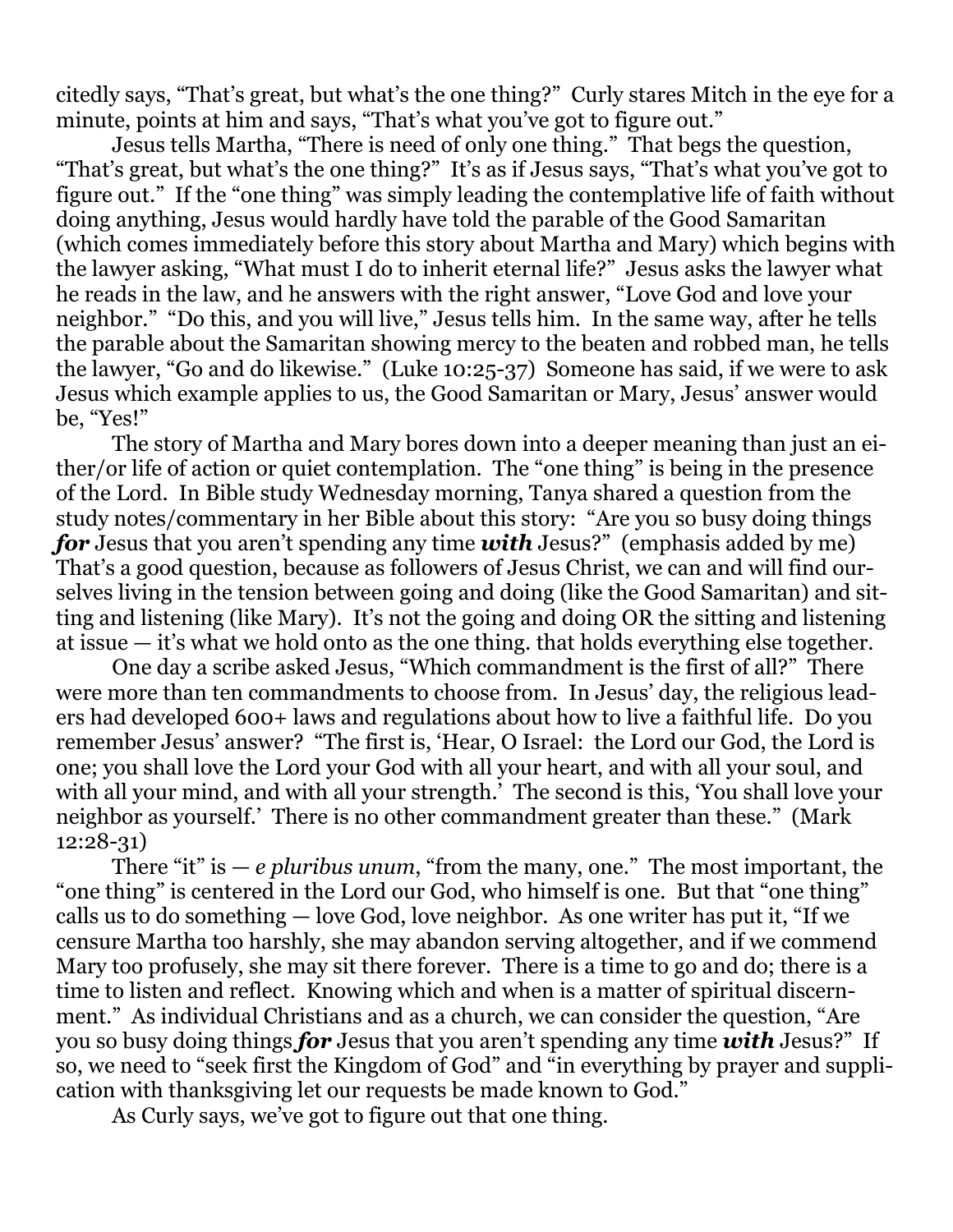citedly says, "That's great, but what's the one thing?" Curly stares Mitch in the eye for a minute, points at him and says, "That's what you've got to figure out."

Jesus tells Martha, "There is need of only one thing." That begs the question, "That's great, but what's the one thing?" It's as if Jesus says, "That's what you've got to figure out." If the "one thing" was simply leading the contemplative life of faith without doing anything, Jesus would hardly have told the parable of the Good Samaritan (which comes immediately before this story about Martha and Mary) which begins with the lawyer asking, "What must I do to inherit eternal life?" Jesus asks the lawyer what he reads in the law, and he answers with the right answer, "Love God and love your neighbor." "Do this, and you will live," Jesus tells him. In the same way, after he tells the parable about the Samaritan showing mercy to the beaten and robbed man, he tells the lawyer, "Go and do likewise." (Luke 10:25-37) Someone has said, if we were to ask Jesus which example applies to us, the Good Samaritan or Mary, Jesus' answer would be, "Yes!"

The story of Martha and Mary bores down into a deeper meaning than just an either/or life of action or quiet contemplation. The "one thing" is being in the presence of the Lord. In Bible study Wednesday morning, Tanya shared a question from the study notes/commentary in her Bible about this story: "Are you so busy doing things ***for*** Jesus that you aren't spending any time ***with*** Jesus?" (emphasis added by me) That's a good question, because as followers of Jesus Christ, we can and will find ourselves living in the tension between going and doing (like the Good Samaritan) and sitting and listening (like Mary). It's not the going and doing OR the sitting and listening at issue — it's what we hold onto as the one thing. that holds everything else together.

One day a scribe asked Jesus, "Which commandment is the first of all?" There were more than ten commandments to choose from. In Jesus' day, the religious leaders had developed 600+ laws and regulations about how to live a faithful life. Do you remember Jesus' answer? "The first is, 'Hear, O Israel: the Lord our God, the Lord is one; you shall love the Lord your God with all your heart, and with all your soul, and with all your mind, and with all your strength.' The second is this, 'You shall love your neighbor as yourself.' There is no other commandment greater than these." (Mark 12:28-31)

There "it" is — *e pluribus unum*, "from the many, one." The most important, the "one thing" is centered in the Lord our God, who himself is one. But that "one thing" calls us to do something — love God, love neighbor. As one writer has put it, "If we censure Martha too harshly, she may abandon serving altogether, and if we commend Mary too profusely, she may sit there forever. There is a time to go and do; there is a time to listen and reflect. Knowing which and when is a matter of spiritual discernment." As individual Christians and as a church, we can consider the question, "Are you so busy doing things ***for*** Jesus that you aren't spending any time ***with*** Jesus?" If so, we need to "seek first the Kingdom of God" and "in everything by prayer and supplication with thanksgiving let our requests be made known to God."

As Curly says, we've got to figure out that one thing.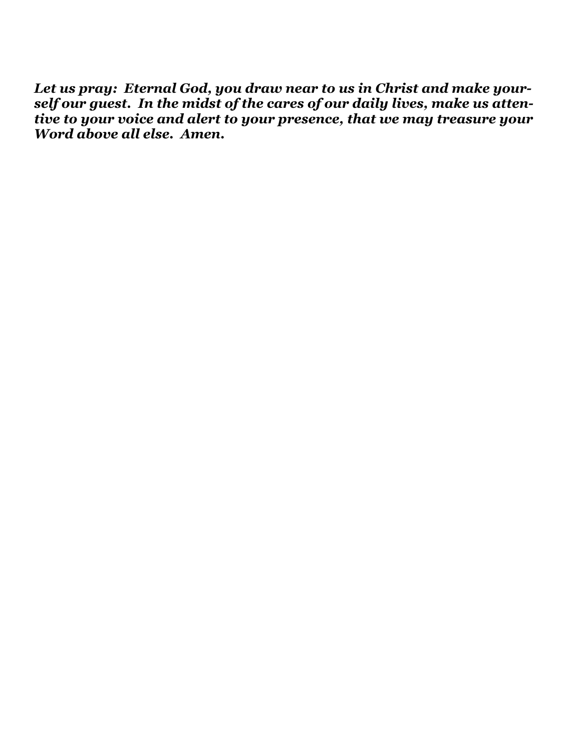***Let us pray: Eternal God, you draw near to us in Christ and make yourself our guest. In the midst of the cares of our daily lives, make us attentive to your voice and alert to your presence, that we may treasure your Word above all else. Amen.***